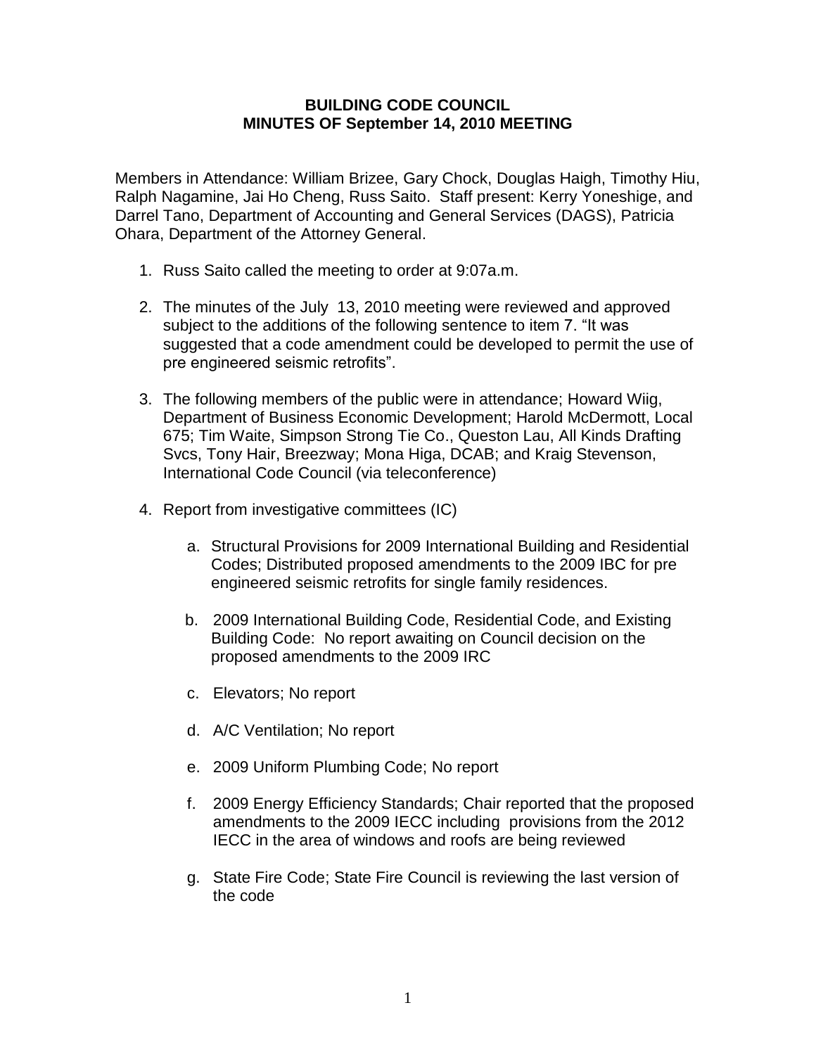**BUILDING CODE COUNCIL**
**MINUTES OF September 14, 2010 MEETING**

Members in Attendance: William Brizee, Gary Chock, Douglas Haigh, Timothy Hiu, Ralph Nagamine, Jai Ho Cheng, Russ Saito. Staff present: Kerry Yoneshige, and Darrel Tano, Department of Accounting and General Services (DAGS), Patricia Ohara, Department of the Attorney General.

1. Russ Saito called the meeting to order at 9:07a.m.

2. The minutes of the July 13, 2010 meeting were reviewed and approved subject to the additions of the following sentence to item 7. "It was suggested that a code amendment could be developed to permit the use of pre engineered seismic retrofits".

3. The following members of the public were in attendance; Howard Wiig, Department of Business Economic Development; Harold McDermott, Local 675; Tim Waite, Simpson Strong Tie Co., Queston Lau, All Kinds Drafting Svcs, Tony Hair, Breezway; Mona Higa, DCAB; and Kraig Stevenson, International Code Council (via teleconference)

4. Report from investigative committees (IC)

   a. Structural Provisions for 2009 International Building and Residential Codes; Distributed proposed amendments to the 2009 IBC for pre engineered seismic retrofits for single family residences.

   b. 2009 International Building Code, Residential Code, and Existing Building Code: No report awaiting on Council decision on the proposed amendments to the 2009 IRC

   c. Elevators; No report

   d. A/C Ventilation; No report

   e. 2009 Uniform Plumbing Code; No report

   f. 2009 Energy Efficiency Standards; Chair reported that the proposed amendments to the 2009 IECC including provisions from the 2012 IECC in the area of windows and roofs are being reviewed

   g. State Fire Code; State Fire Council is reviewing the last version of the code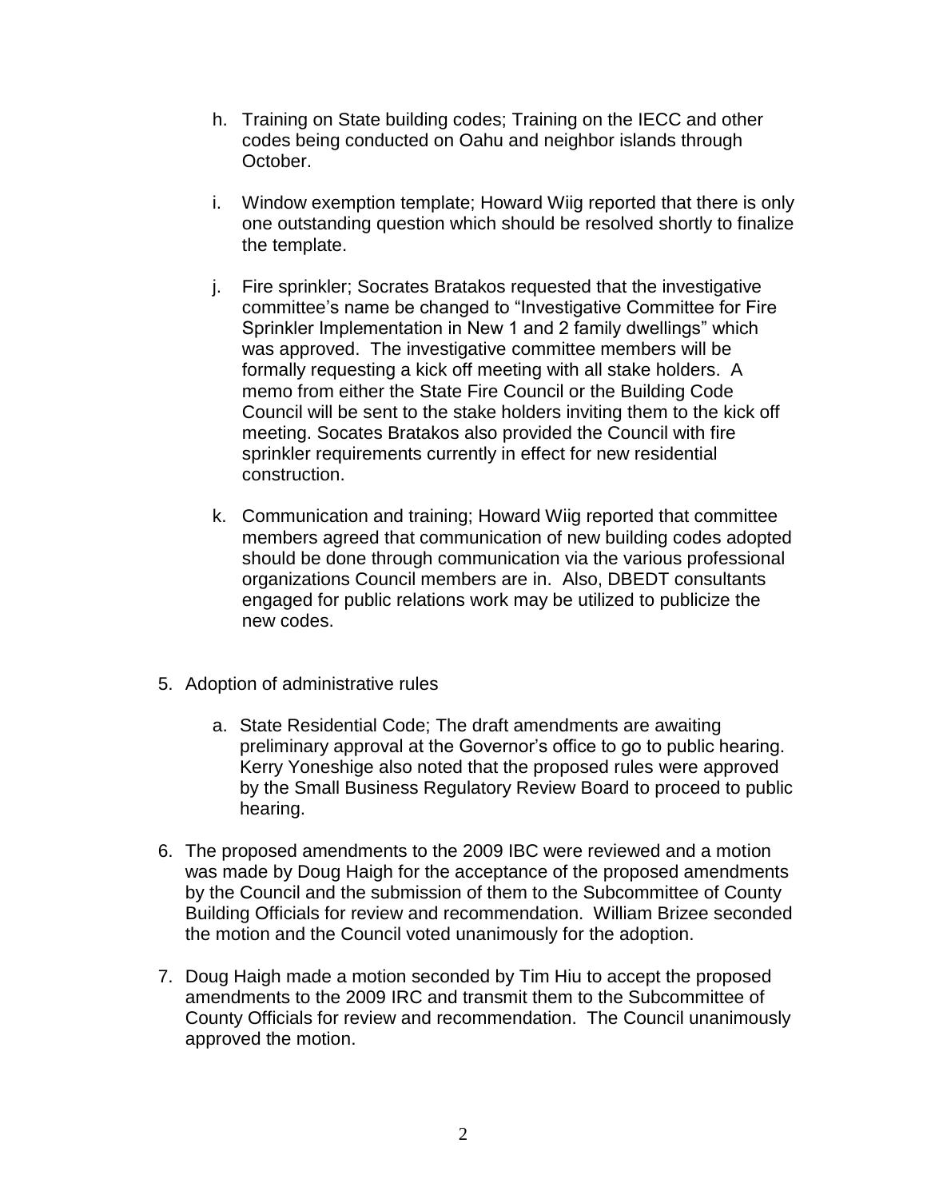h. Training on State building codes; Training on the IECC and other codes being conducted on Oahu and neighbor islands through October.

i. Window exemption template; Howard Wiig reported that there is only one outstanding question which should be resolved shortly to finalize the template.

j. Fire sprinkler; Socrates Bratakos requested that the investigative committee's name be changed to "Investigative Committee for Fire Sprinkler Implementation in New 1 and 2 family dwellings" which was approved. The investigative committee members will be formally requesting a kick off meeting with all stake holders. A memo from either the State Fire Council or the Building Code Council will be sent to the stake holders inviting them to the kick off meeting. Socates Bratakos also provided the Council with fire sprinkler requirements currently in effect for new residential construction.

k. Communication and training; Howard Wiig reported that committee members agreed that communication of new building codes adopted should be done through communication via the various professional organizations Council members are in. Also, DBEDT consultants engaged for public relations work may be utilized to publicize the new codes.

5. Adoption of administrative rules

   a. State Residential Code; The draft amendments are awaiting preliminary approval at the Governor's office to go to public hearing. Kerry Yoneshige also noted that the proposed rules were approved by the Small Business Regulatory Review Board to proceed to public hearing.

6. The proposed amendments to the 2009 IBC were reviewed and a motion was made by Doug Haigh for the acceptance of the proposed amendments by the Council and the submission of them to the Subcommittee of County Building Officials for review and recommendation. William Brizee seconded the motion and the Council voted unanimously for the adoption.

7. Doug Haigh made a motion seconded by Tim Hiu to accept the proposed amendments to the 2009 IRC and transmit them to the Subcommittee of County Officials for review and recommendation. The Council unanimously approved the motion.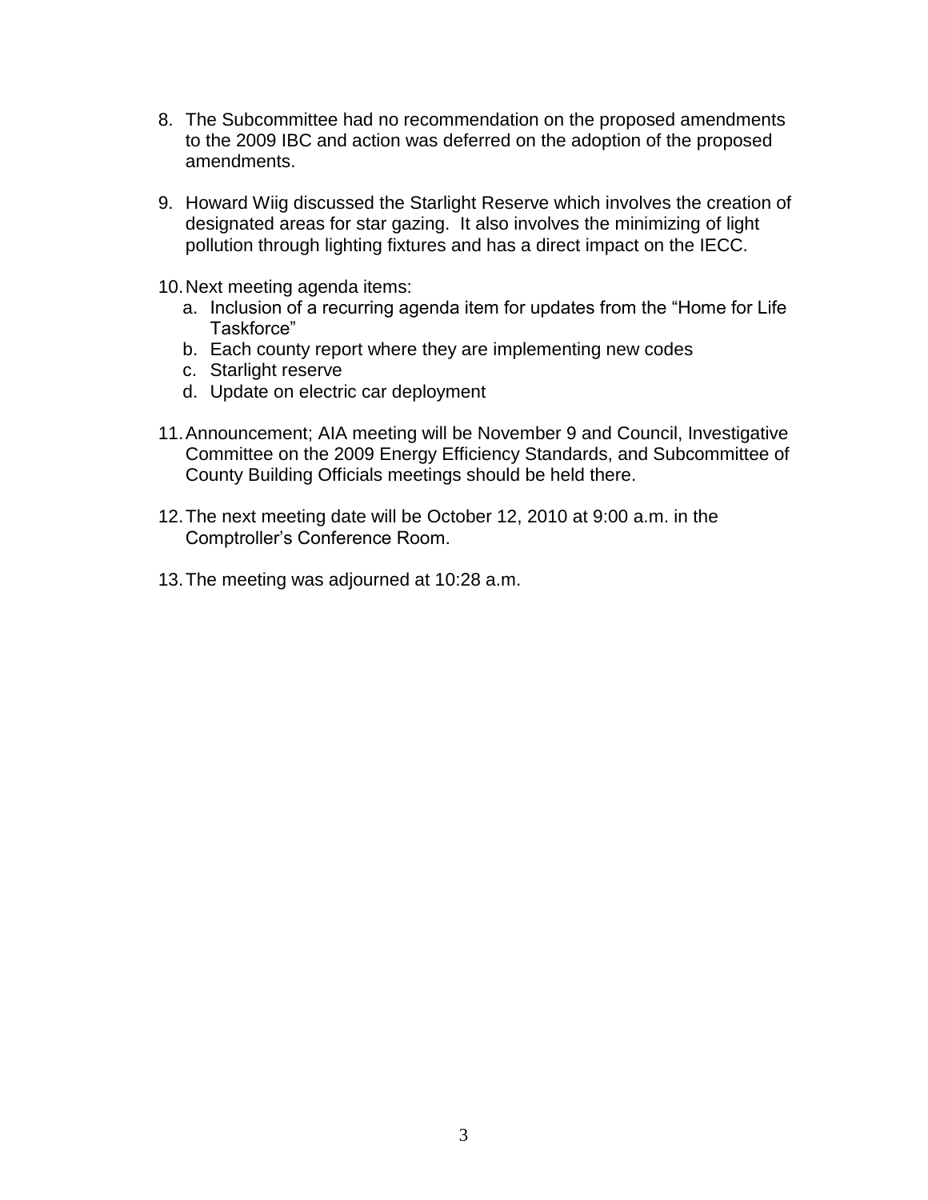8. The Subcommittee had no recommendation on the proposed amendments to the 2009 IBC and action was deferred on the adoption of the proposed amendments.

9. Howard Wiig discussed the Starlight Reserve which involves the creation of designated areas for star gazing. It also involves the minimizing of light pollution through lighting fixtures and has a direct impact on the IECC.

10. Next meeting agenda items:
    a. Inclusion of a recurring agenda item for updates from the “Home for Life Taskforce”
    b. Each county report where they are implementing new codes
    c. Starlight reserve
    d. Update on electric car deployment

11. Announcement; AIA meeting will be November 9 and Council, Investigative Committee on the 2009 Energy Efficiency Standards, and Subcommittee of County Building Officials meetings should be held there.

12. The next meeting date will be October 12, 2010 at 9:00 a.m. in the Comptroller’s Conference Room.

13. The meeting was adjourned at 10:28 a.m.